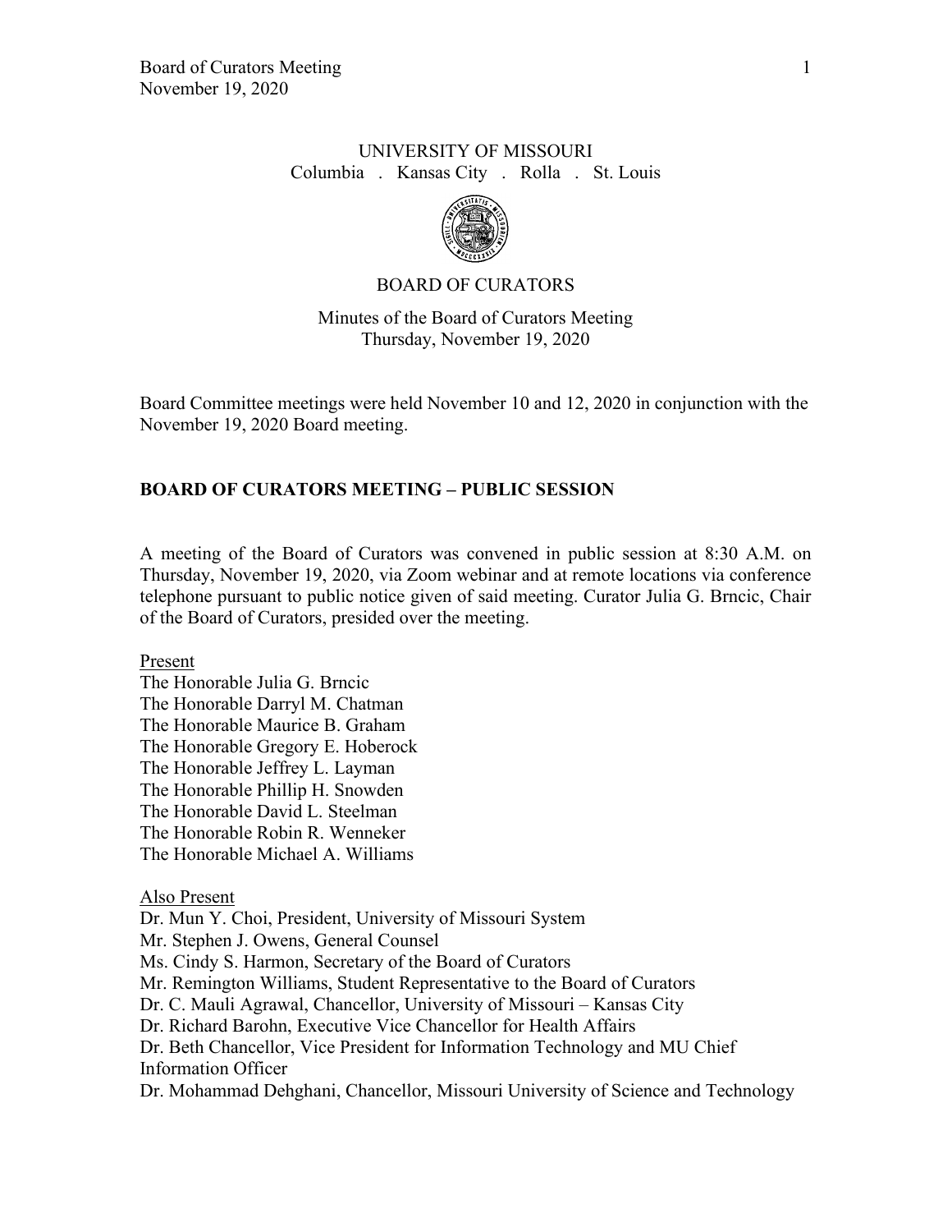UNIVERSITY OF MISSOURI
Columbia . Kansas City . Rolla . St. Louis

BOARD OF CURATORS

Minutes of the Board of Curators Meeting
Thursday, November 19, 2020

Board Committee meetings were held November 10 and 12, 2020 in conjunction with the November 19, 2020 Board meeting.

## BOARD OF CURATORS MEETING – PUBLIC SESSION

A meeting of the Board of Curators was convened in public session at 8:30 A.M. on Thursday, November 19, 2020, via Zoom webinar and at remote locations via conference telephone pursuant to public notice given of said meeting. Curator Julia G. Brncic, Chair of the Board of Curators, presided over the meeting.

Present
The Honorable Julia G. Brncic
The Honorable Darryl M. Chatman
The Honorable Maurice B. Graham
The Honorable Gregory E. Hoberock
The Honorable Jeffrey L. Layman
The Honorable Phillip H. Snowden
The Honorable David L. Steelman
The Honorable Robin R. Wenneker
The Honorable Michael A. Williams

Also Present
Dr. Mun Y. Choi, President, University of Missouri System
Mr. Stephen J. Owens, General Counsel
Ms. Cindy S. Harmon, Secretary of the Board of Curators
Mr. Remington Williams, Student Representative to the Board of Curators
Dr. C. Mauli Agrawal, Chancellor, University of Missouri – Kansas City
Dr. Richard Barohn, Executive Vice Chancellor for Health Affairs
Dr. Beth Chancellor, Vice President for Information Technology and MU Chief Information Officer
Dr. Mohammad Dehghani, Chancellor, Missouri University of Science and Technology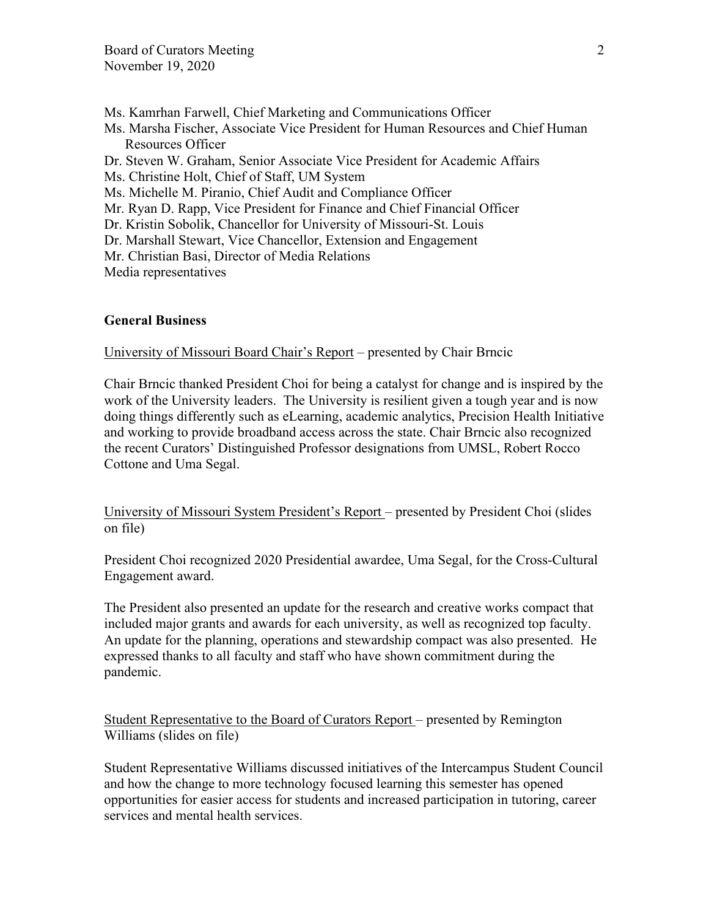Ms. Kamrhan Farwell, Chief Marketing and Communications Officer
Ms. Marsha Fischer, Associate Vice President for Human Resources and Chief Human Resources Officer
Dr. Steven W. Graham, Senior Associate Vice President for Academic Affairs
Ms. Christine Holt, Chief of Staff, UM System
Ms. Michelle M. Piranio, Chief Audit and Compliance Officer
Mr. Ryan D. Rapp, Vice President for Finance and Chief Financial Officer
Dr. Kristin Sobolik, Chancellor for University of Missouri-St. Louis
Dr. Marshall Stewart, Vice Chancellor, Extension and Engagement
Mr. Christian Basi, Director of Media Relations
Media representatives

**General Business**

University of Missouri Board Chair's Report – presented by Chair Brncic

Chair Brncic thanked President Choi for being a catalyst for change and is inspired by the work of the University leaders. The University is resilient given a tough year and is now doing things differently such as eLearning, academic analytics, Precision Health Initiative and working to provide broadband access across the state. Chair Brncic also recognized the recent Curators' Distinguished Professor designations from UMSL, Robert Rocco Cottone and Uma Segal.

University of Missouri System President's Report – presented by President Choi (slides on file)

President Choi recognized 2020 Presidential awardee, Uma Segal, for the Cross-Cultural Engagement award.

The President also presented an update for the research and creative works compact that included major grants and awards for each university, as well as recognized top faculty. An update for the planning, operations and stewardship compact was also presented. He expressed thanks to all faculty and staff who have shown commitment during the pandemic.

Student Representative to the Board of Curators Report – presented by Remington Williams (slides on file)

Student Representative Williams discussed initiatives of the Intercampus Student Council and how the change to more technology focused learning this semester has opened opportunities for easier access for students and increased participation in tutoring, career services and mental health services.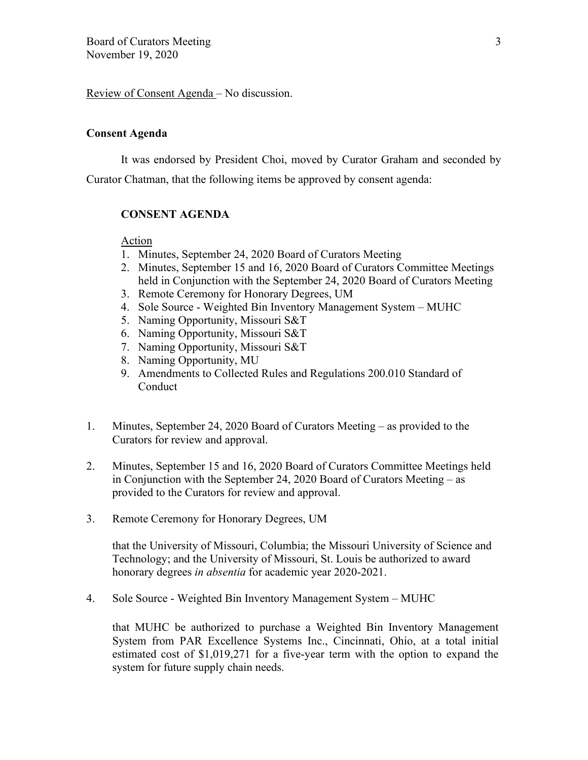Review of Consent Agenda – No discussion.

**Consent Agenda**

It was endorsed by President Choi, moved by Curator Graham and seconded by Curator Chatman, that the following items be approved by consent agenda:

**CONSENT AGENDA**

Action

1. Minutes, September 24, 2020 Board of Curators Meeting
2. Minutes, September 15 and 16, 2020 Board of Curators Committee Meetings held in Conjunction with the September 24, 2020 Board of Curators Meeting
3. Remote Ceremony for Honorary Degrees, UM
4. Sole Source - Weighted Bin Inventory Management System – MUHC
5. Naming Opportunity, Missouri S&T
6. Naming Opportunity, Missouri S&T
7. Naming Opportunity, Missouri S&T
8. Naming Opportunity, MU
9. Amendments to Collected Rules and Regulations 200.010 Standard of Conduct

1. Minutes, September 24, 2020 Board of Curators Meeting – as provided to the Curators for review and approval.

2. Minutes, September 15 and 16, 2020 Board of Curators Committee Meetings held in Conjunction with the September 24, 2020 Board of Curators Meeting – as provided to the Curators for review and approval.

3. Remote Ceremony for Honorary Degrees, UM

   that the University of Missouri, Columbia; the Missouri University of Science and Technology; and the University of Missouri, St. Louis be authorized to award honorary degrees *in absentia* for academic year 2020-2021.

4. Sole Source - Weighted Bin Inventory Management System – MUHC

   that MUHC be authorized to purchase a Weighted Bin Inventory Management System from PAR Excellence Systems Inc., Cincinnati, Ohio, at a total initial estimated cost of $1,019,271 for a five-year term with the option to expand the system for future supply chain needs.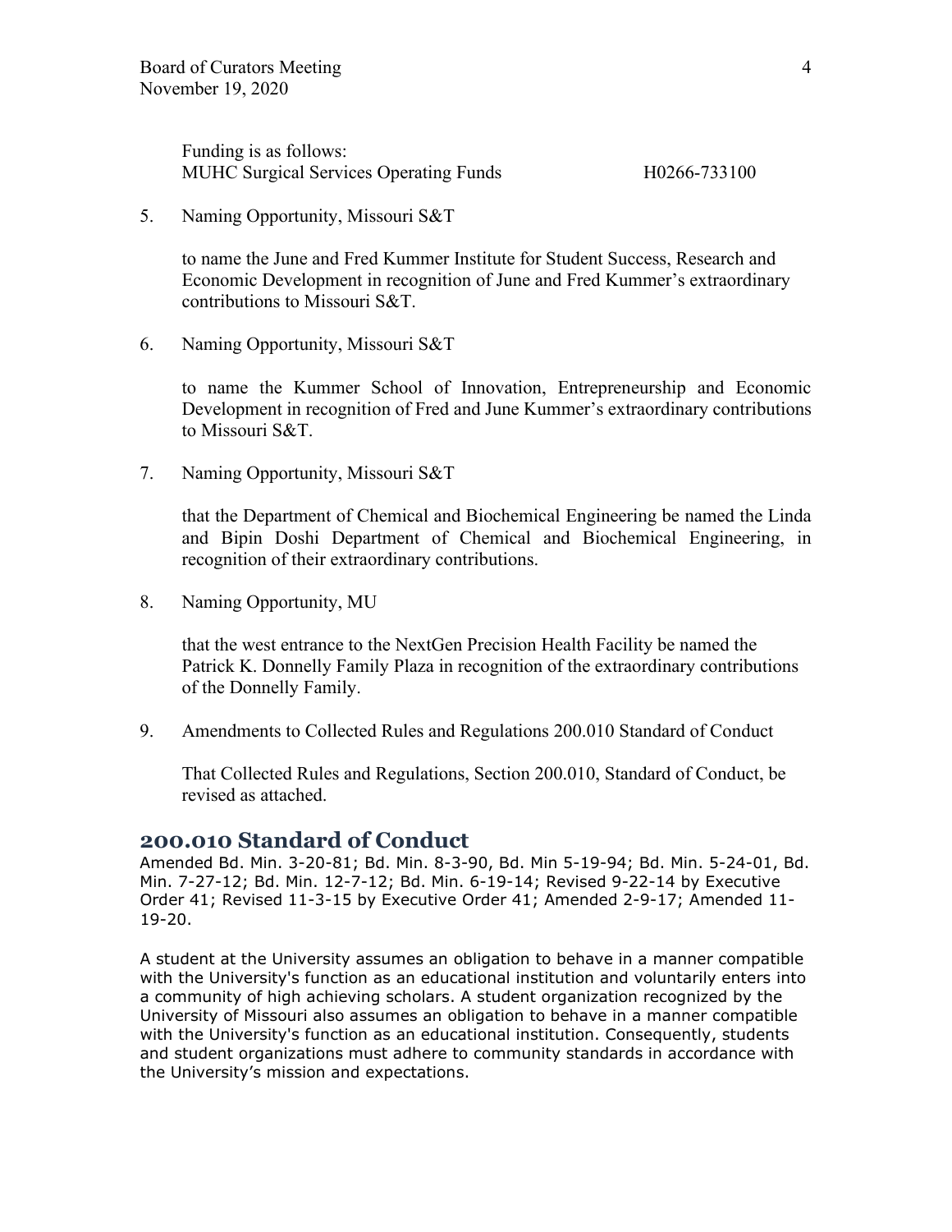Funding is as follows:
MUHC Surgical Services Operating Funds H0266-733100

5. Naming Opportunity, Missouri S&T

   to name the June and Fred Kummer Institute for Student Success, Research and Economic Development in recognition of June and Fred Kummer's extraordinary contributions to Missouri S&T.

6. Naming Opportunity, Missouri S&T

   to name the Kummer School of Innovation, Entrepreneurship and Economic Development in recognition of Fred and June Kummer's extraordinary contributions to Missouri S&T.

7. Naming Opportunity, Missouri S&T

   that the Department of Chemical and Biochemical Engineering be named the Linda and Bipin Doshi Department of Chemical and Biochemical Engineering, in recognition of their extraordinary contributions.

8. Naming Opportunity, MU

   that the west entrance to the NextGen Precision Health Facility be named the Patrick K. Donnelly Family Plaza in recognition of the extraordinary contributions of the Donnelly Family.

9. Amendments to Collected Rules and Regulations 200.010 Standard of Conduct

   That Collected Rules and Regulations, Section 200.010, Standard of Conduct, be revised as attached.

## 200.010 Standard of Conduct

Amended Bd. Min. 3-20-81; Bd. Min. 8-3-90, Bd. Min 5-19-94; Bd. Min. 5-24-01, Bd. Min. 7-27-12; Bd. Min. 12-7-12; Bd. Min. 6-19-14; Revised 9-22-14 by Executive Order 41; Revised 11-3-15 by Executive Order 41; Amended 2-9-17; Amended 11-19-20.

A student at the University assumes an obligation to behave in a manner compatible with the University's function as an educational institution and voluntarily enters into a community of high achieving scholars. A student organization recognized by the University of Missouri also assumes an obligation to behave in a manner compatible with the University's function as an educational institution. Consequently, students and student organizations must adhere to community standards in accordance with the University's mission and expectations.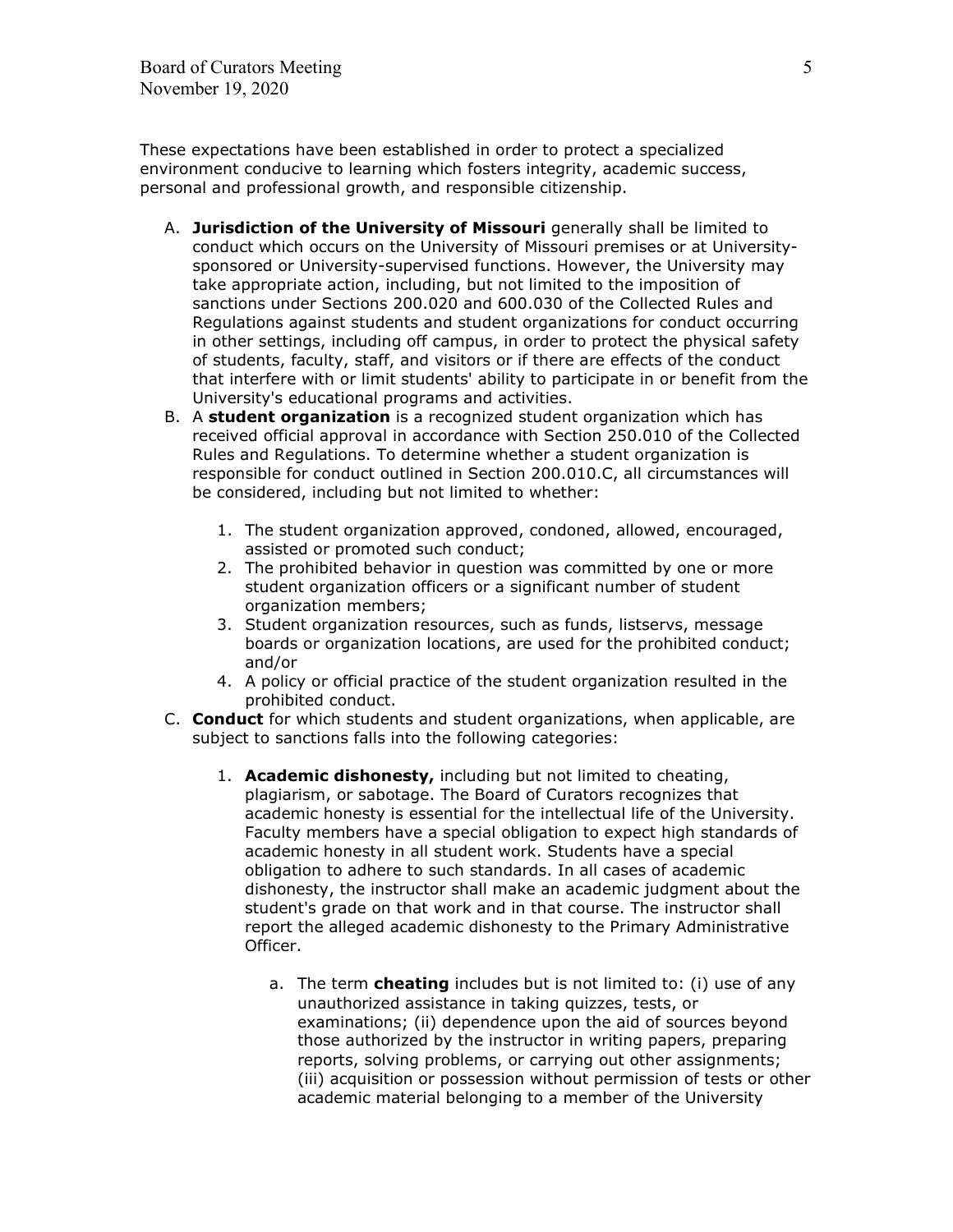These expectations have been established in order to protect a specialized environment conducive to learning which fosters integrity, academic success, personal and professional growth, and responsible citizenship.

A. **Jurisdiction of the University of Missouri** generally shall be limited to conduct which occurs on the University of Missouri premises or at University-sponsored or University-supervised functions. However, the University may take appropriate action, including, but not limited to the imposition of sanctions under Sections 200.020 and 600.030 of the Collected Rules and Regulations against students and student organizations for conduct occurring in other settings, including off campus, in order to protect the physical safety of students, faculty, staff, and visitors or if there are effects of the conduct that interfere with or limit students' ability to participate in or benefit from the University's educational programs and activities.
B. A **student organization** is a recognized student organization which has received official approval in accordance with Section 250.010 of the Collected Rules and Regulations. To determine whether a student organization is responsible for conduct outlined in Section 200.010.C, all circumstances will be considered, including but not limited to whether:
    1. The student organization approved, condoned, allowed, encouraged, assisted or promoted such conduct;
    2. The prohibited behavior in question was committed by one or more student organization officers or a significant number of student organization members;
    3. Student organization resources, such as funds, listservs, message boards or organization locations, are used for the prohibited conduct; and/or
    4. A policy or official practice of the student organization resulted in the prohibited conduct.
C. **Conduct** for which students and student organizations, when applicable, are subject to sanctions falls into the following categories:
    1. **Academic dishonesty,** including but not limited to cheating, plagiarism, or sabotage. The Board of Curators recognizes that academic honesty is essential for the intellectual life of the University. Faculty members have a special obligation to expect high standards of academic honesty in all student work. Students have a special obligation to adhere to such standards. In all cases of academic dishonesty, the instructor shall make an academic judgment about the student's grade on that work and in that course. The instructor shall report the alleged academic dishonesty to the Primary Administrative Officer.
        a. The term **cheating** includes but is not limited to: (i) use of any unauthorized assistance in taking quizzes, tests, or examinations; (ii) dependence upon the aid of sources beyond those authorized by the instructor in writing papers, preparing reports, solving problems, or carrying out other assignments; (iii) acquisition or possession without permission of tests or other academic material belonging to a member of the University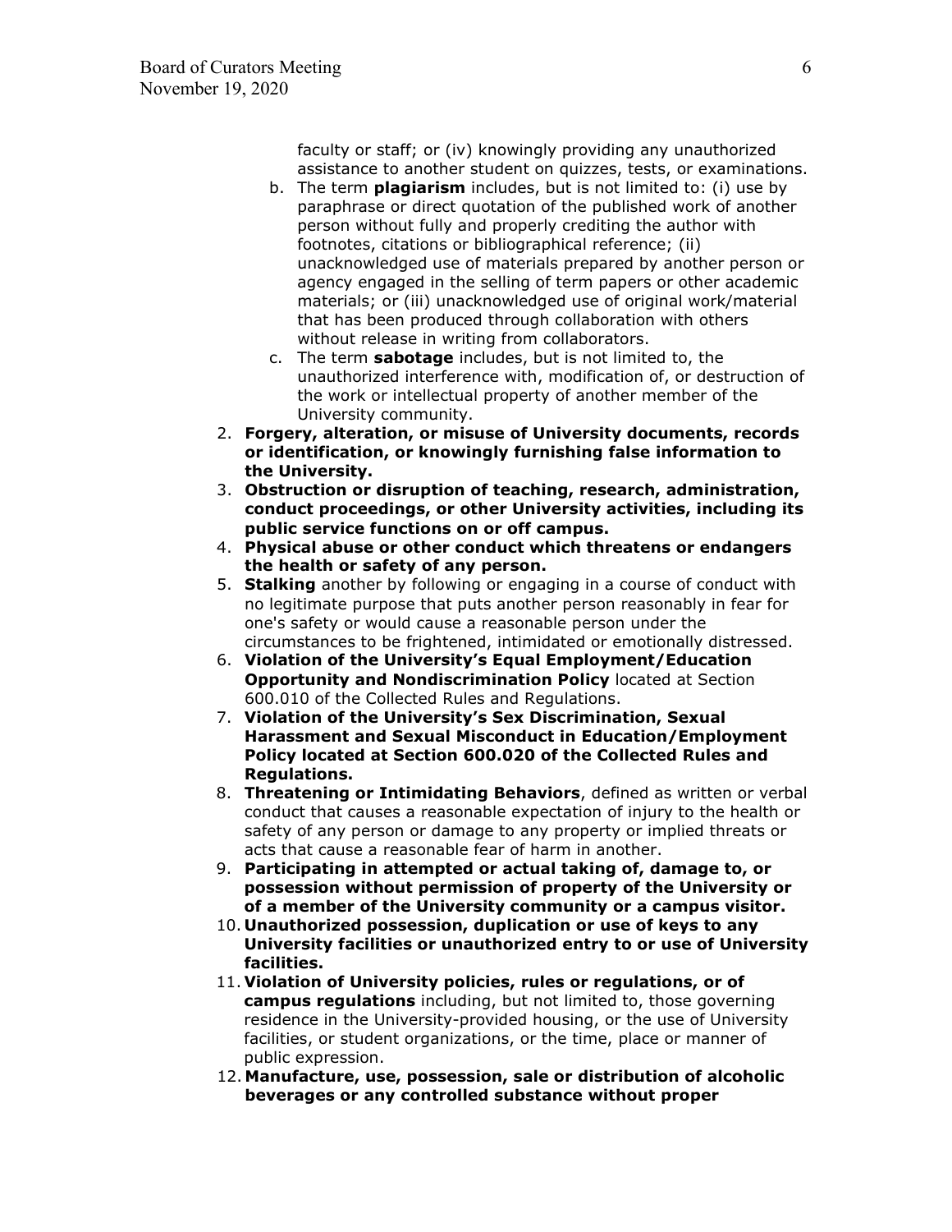faculty or staff; or (iv) knowingly providing any unauthorized assistance to another student on quizzes, tests, or examinations.

b. The term **plagiarism** includes, but is not limited to: (i) use by paraphrase or direct quotation of the published work of another person without fully and properly crediting the author with footnotes, citations or bibliographical reference; (ii) unacknowledged use of materials prepared by another person or agency engaged in the selling of term papers or other academic materials; or (iii) unacknowledged use of original work/material that has been produced through collaboration with others without release in writing from collaborators.

c. The term **sabotage** includes, but is not limited to, the unauthorized interference with, modification of, or destruction of the work or intellectual property of another member of the University community.

2. **Forgery, alteration, or misuse of University documents, records or identification, or knowingly furnishing false information to the University.**
3. **Obstruction or disruption of teaching, research, administration, conduct proceedings, or other University activities, including its public service functions on or off campus.**
4. **Physical abuse or other conduct which threatens or endangers the health or safety of any person.**
5. **Stalking** another by following or engaging in a course of conduct with no legitimate purpose that puts another person reasonably in fear for one's safety or would cause a reasonable person under the circumstances to be frightened, intimidated or emotionally distressed.
6. **Violation of the University's Equal Employment/Education Opportunity and Nondiscrimination Policy** located at Section 600.010 of the Collected Rules and Regulations.
7. **Violation of the University's Sex Discrimination, Sexual Harassment and Sexual Misconduct in Education/Employment Policy located at Section 600.020 of the Collected Rules and Regulations.**
8. **Threatening or Intimidating Behaviors**, defined as written or verbal conduct that causes a reasonable expectation of injury to the health or safety of any person or damage to any property or implied threats or acts that cause a reasonable fear of harm in another.
9. **Participating in attempted or actual taking of, damage to, or possession without permission of property of the University or of a member of the University community or a campus visitor.**
10. **Unauthorized possession, duplication or use of keys to any University facilities or unauthorized entry to or use of University facilities.**
11. **Violation of University policies, rules or regulations, or of campus regulations** including, but not limited to, those governing residence in the University-provided housing, or the use of University facilities, or student organizations, or the time, place or manner of public expression.
12. **Manufacture, use, possession, sale or distribution of alcoholic beverages or any controlled substance without proper**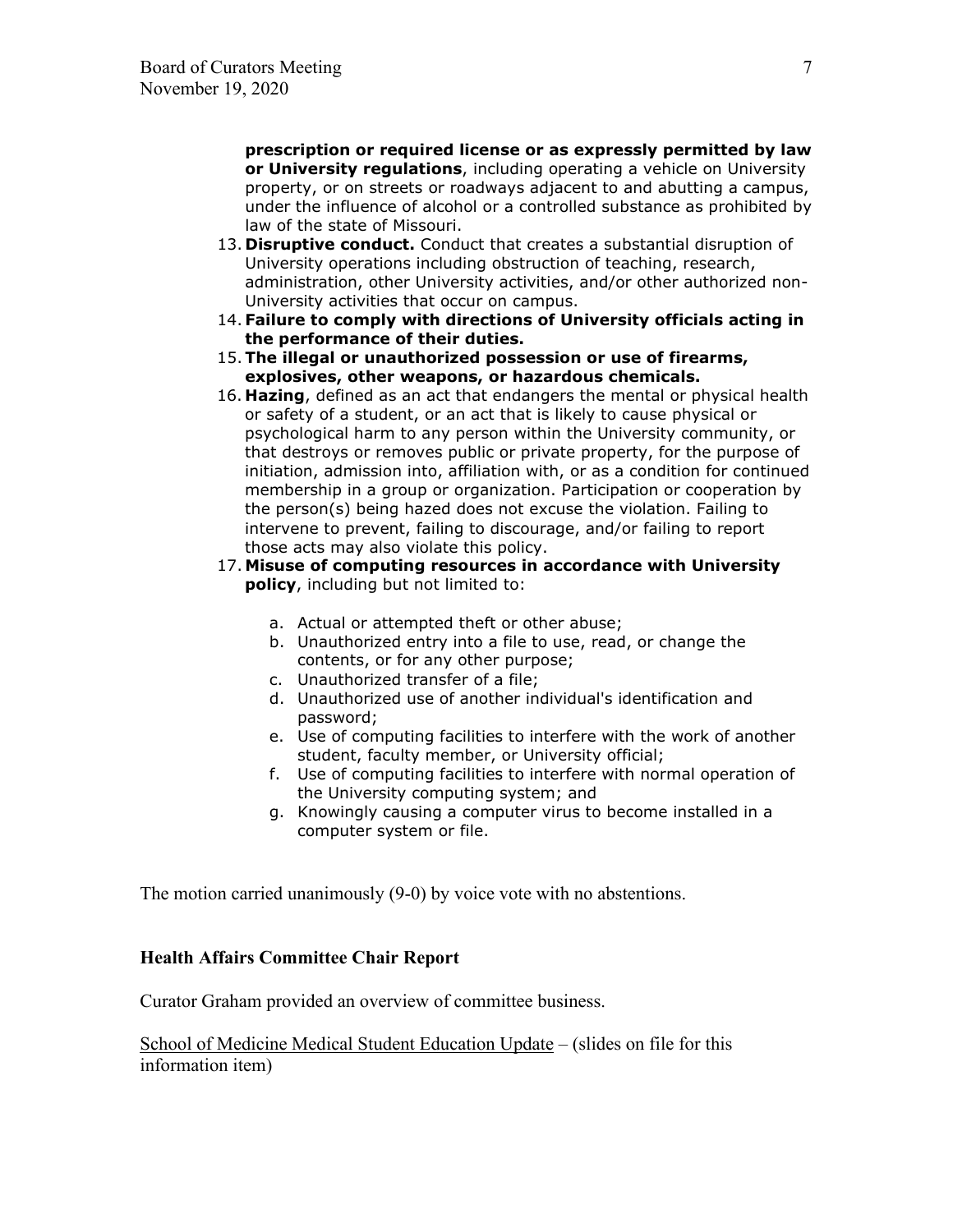**prescription or required license or as expressly permitted by law or University regulations**, including operating a vehicle on University property, or on streets or roadways adjacent to and abutting a campus, under the influence of alcohol or a controlled substance as prohibited by law of the state of Missouri.

13. **Disruptive conduct.** Conduct that creates a substantial disruption of University operations including obstruction of teaching, research, administration, other University activities, and/or other authorized non-University activities that occur on campus.
14. **Failure to comply with directions of University officials acting in the performance of their duties.**
15. **The illegal or unauthorized possession or use of firearms, explosives, other weapons, or hazardous chemicals.**
16. **Hazing**, defined as an act that endangers the mental or physical health or safety of a student, or an act that is likely to cause physical or psychological harm to any person within the University community, or that destroys or removes public or private property, for the purpose of initiation, admission into, affiliation with, or as a condition for continued membership in a group or organization. Participation or cooperation by the person(s) being hazed does not excuse the violation. Failing to intervene to prevent, failing to discourage, and/or failing to report those acts may also violate this policy.
17. **Misuse of computing resources in accordance with University policy**, including but not limited to:
    a. Actual or attempted theft or other abuse;
    b. Unauthorized entry into a file to use, read, or change the contents, or for any other purpose;
    c. Unauthorized transfer of a file;
    d. Unauthorized use of another individual's identification and password;
    e. Use of computing facilities to interfere with the work of another student, faculty member, or University official;
    f. Use of computing facilities to interfere with normal operation of the University computing system; and
    g. Knowingly causing a computer virus to become installed in a computer system or file.

The motion carried unanimously (9-0) by voice vote with no abstentions.

**Health Affairs Committee Chair Report**

Curator Graham provided an overview of committee business.

<u>School of Medicine Medical Student Education Update</u> – (slides on file for this information item)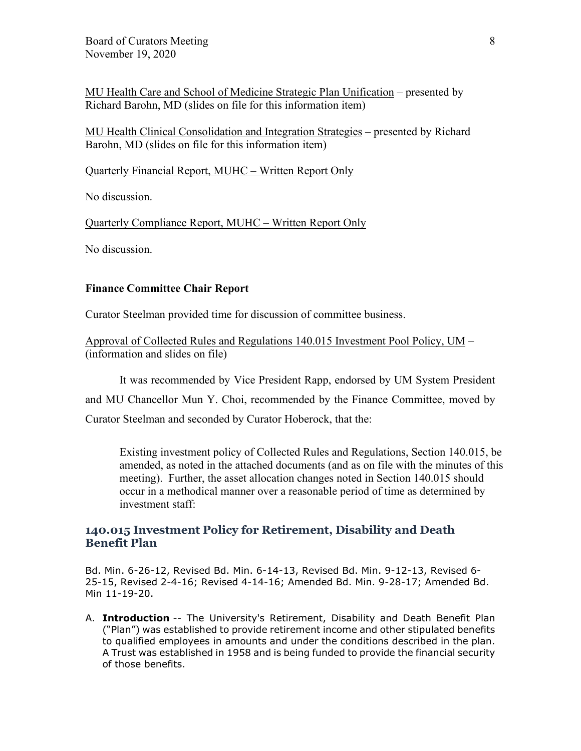MU Health Care and School of Medicine Strategic Plan Unification – presented by Richard Barohn, MD (slides on file for this information item)

MU Health Clinical Consolidation and Integration Strategies – presented by Richard Barohn, MD (slides on file for this information item)

Quarterly Financial Report, MUHC – Written Report Only

No discussion.

Quarterly Compliance Report, MUHC – Written Report Only

No discussion.

**Finance Committee Chair Report**

Curator Steelman provided time for discussion of committee business.

Approval of Collected Rules and Regulations 140.015 Investment Pool Policy, UM – (information and slides on file)

It was recommended by Vice President Rapp, endorsed by UM System President and MU Chancellor Mun Y. Choi, recommended by the Finance Committee, moved by Curator Steelman and seconded by Curator Hoberock, that the:

> Existing investment policy of Collected Rules and Regulations, Section 140.015, be amended, as noted in the attached documents (and as on file with the minutes of this meeting). Further, the asset allocation changes noted in Section 140.015 should occur in a methodical manner over a reasonable period of time as determined by investment staff:

## 140.015 Investment Policy for Retirement, Disability and Death Benefit Plan

Bd. Min. 6-26-12, Revised Bd. Min. 6-14-13, Revised Bd. Min. 9-12-13, Revised 6-25-15, Revised 2-4-16; Revised 4-14-16; Amended Bd. Min. 9-28-17; Amended Bd. Min 11-19-20.

A. **Introduction** -- The University's Retirement, Disability and Death Benefit Plan ("Plan") was established to provide retirement income and other stipulated benefits to qualified employees in amounts and under the conditions described in the plan. A Trust was established in 1958 and is being funded to provide the financial security of those benefits.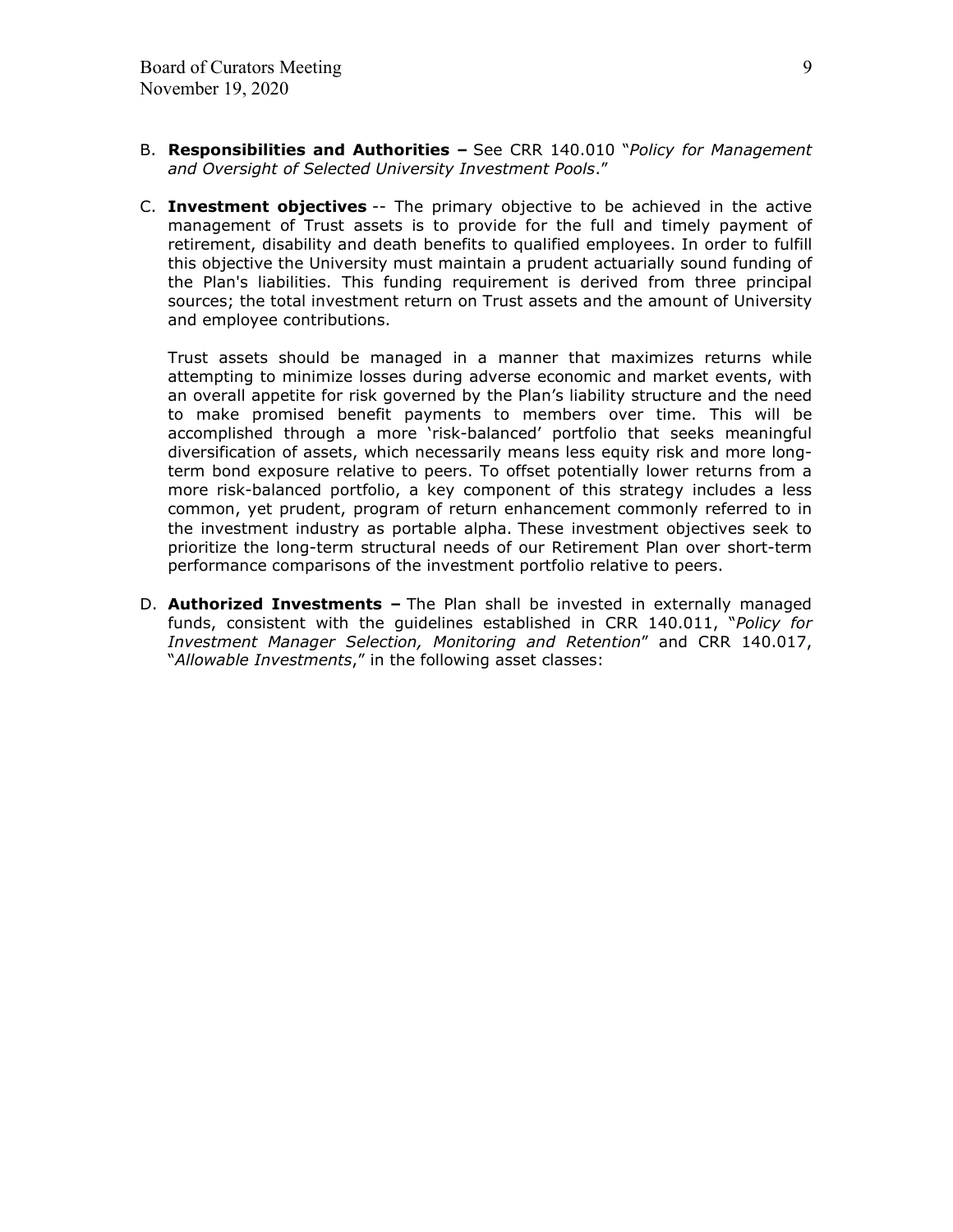B. **Responsibilities and Authorities –** See CRR 140.010 "*Policy for Management and Oversight of Selected University Investment Pools*."

C. **Investment objectives** -- The primary objective to be achieved in the active management of Trust assets is to provide for the full and timely payment of retirement, disability and death benefits to qualified employees. In order to fulfill this objective the University must maintain a prudent actuarially sound funding of the Plan's liabilities. This funding requirement is derived from three principal sources; the total investment return on Trust assets and the amount of University and employee contributions.

   Trust assets should be managed in a manner that maximizes returns while attempting to minimize losses during adverse economic and market events, with an overall appetite for risk governed by the Plan's liability structure and the need to make promised benefit payments to members over time. This will be accomplished through a more 'risk-balanced' portfolio that seeks meaningful diversification of assets, which necessarily means less equity risk and more long-term bond exposure relative to peers. To offset potentially lower returns from a more risk-balanced portfolio, a key component of this strategy includes a less common, yet prudent, program of return enhancement commonly referred to in the investment industry as portable alpha. These investment objectives seek to prioritize the long-term structural needs of our Retirement Plan over short-term performance comparisons of the investment portfolio relative to peers.

D. **Authorized Investments –** The Plan shall be invested in externally managed funds, consistent with the guidelines established in CRR 140.011, "*Policy for Investment Manager Selection, Monitoring and Retention*" and CRR 140.017, "*Allowable Investments*," in the following asset classes: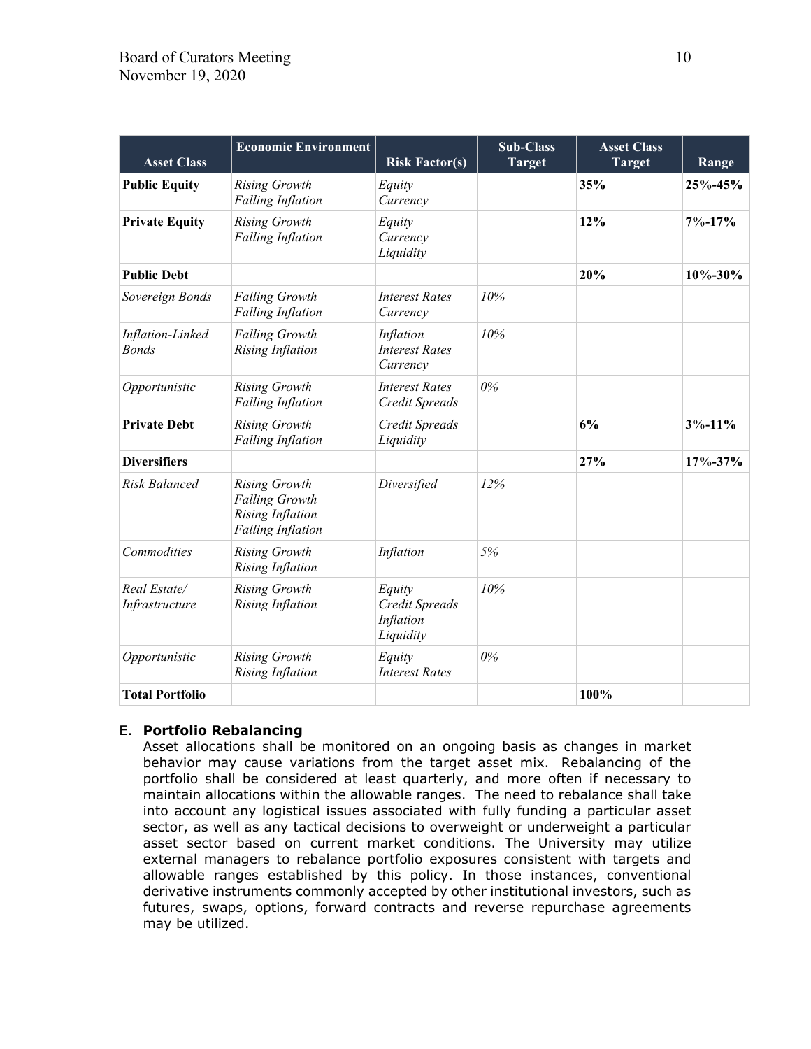| Asset Class | Economic Environment | Risk Factor(s) | Sub-Class Target | Asset Class Target | Range |
|---|---|---|---|---|---|
| **Public Equity** | *Rising Growth*<br>*Falling Inflation* | *Equity*<br>*Currency* | | **35%** | **25%-45%** |
| **Private Equity** | *Rising Growth*<br>*Falling Inflation* | *Equity*<br>*Currency*<br>*Liquidity* | | **12%** | **7%-17%** |
| **Public Debt** | | | | **20%** | **10%-30%** |
| *Sovereign Bonds* | *Falling Growth*<br>*Falling Inflation* | *Interest Rates*<br>*Currency* | *10%* | | |
| *Inflation-Linked Bonds* | *Falling Growth*<br>*Rising Inflation* | *Inflation*<br>*Interest Rates*<br>*Currency* | *10%* | | |
| *Opportunistic* | *Rising Growth*<br>*Falling Inflation* | *Interest Rates*<br>*Credit Spreads* | *0%* | | |
| **Private Debt** | *Rising Growth*<br>*Falling Inflation* | *Credit Spreads*<br>*Liquidity* | | **6%** | **3%-11%** |
| **Diversifiers** | | | | **27%** | **17%-37%** |
| *Risk Balanced* | *Rising Growth*<br>*Falling Growth*<br>*Rising Inflation*<br>*Falling Inflation* | *Diversified* | *12%* | | |
| *Commodities* | *Rising Growth*<br>*Rising Inflation* | *Inflation* | *5%* | | |
| *Real Estate/ Infrastructure* | *Rising Growth*<br>*Rising Inflation* | *Equity*<br>*Credit Spreads*<br>*Inflation*<br>*Liquidity* | *10%* | | |
| *Opportunistic* | *Rising Growth*<br>*Rising Inflation* | *Equity*<br>*Interest Rates* | *0%* | | |
| **Total Portfolio** | | | | **100%** | |

E. **Portfolio Rebalancing**

Asset allocations shall be monitored on an ongoing basis as changes in market behavior may cause variations from the target asset mix. Rebalancing of the portfolio shall be considered at least quarterly, and more often if necessary to maintain allocations within the allowable ranges. The need to rebalance shall take into account any logistical issues associated with fully funding a particular asset sector, as well as any tactical decisions to overweight or underweight a particular asset sector based on current market conditions. The University may utilize external managers to rebalance portfolio exposures consistent with targets and allowable ranges established by this policy. In those instances, conventional derivative instruments commonly accepted by other institutional investors, such as futures, swaps, options, forward contracts and reverse repurchase agreements may be utilized.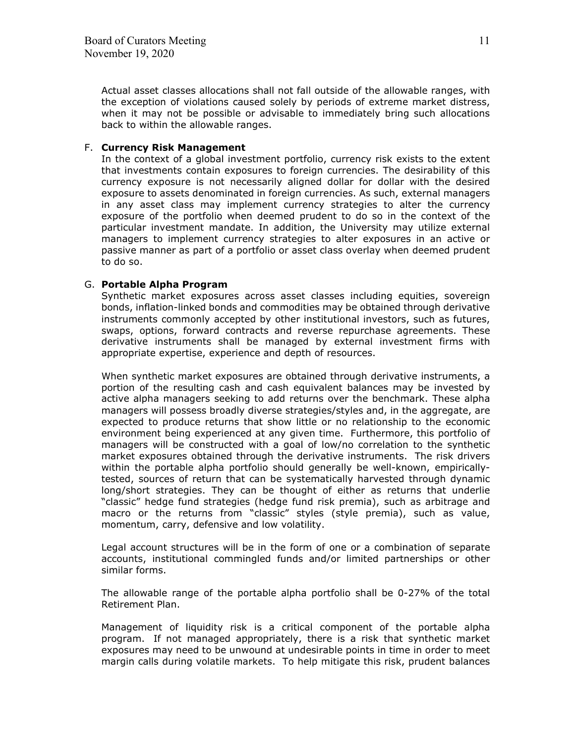Actual asset classes allocations shall not fall outside of the allowable ranges, with the exception of violations caused solely by periods of extreme market distress, when it may not be possible or advisable to immediately bring such allocations back to within the allowable ranges.

F. **Currency Risk Management**

In the context of a global investment portfolio, currency risk exists to the extent that investments contain exposures to foreign currencies. The desirability of this currency exposure is not necessarily aligned dollar for dollar with the desired exposure to assets denominated in foreign currencies. As such, external managers in any asset class may implement currency strategies to alter the currency exposure of the portfolio when deemed prudent to do so in the context of the particular investment mandate. In addition, the University may utilize external managers to implement currency strategies to alter exposures in an active or passive manner as part of a portfolio or asset class overlay when deemed prudent to do so.

G. **Portable Alpha Program**

Synthetic market exposures across asset classes including equities, sovereign bonds, inflation-linked bonds and commodities may be obtained through derivative instruments commonly accepted by other institutional investors, such as futures, swaps, options, forward contracts and reverse repurchase agreements. These derivative instruments shall be managed by external investment firms with appropriate expertise, experience and depth of resources.

When synthetic market exposures are obtained through derivative instruments, a portion of the resulting cash and cash equivalent balances may be invested by active alpha managers seeking to add returns over the benchmark. These alpha managers will possess broadly diverse strategies/styles and, in the aggregate, are expected to produce returns that show little or no relationship to the economic environment being experienced at any given time. Furthermore, this portfolio of managers will be constructed with a goal of low/no correlation to the synthetic market exposures obtained through the derivative instruments. The risk drivers within the portable alpha portfolio should generally be well-known, empirically-tested, sources of return that can be systematically harvested through dynamic long/short strategies. They can be thought of either as returns that underlie "classic" hedge fund strategies (hedge fund risk premia), such as arbitrage and macro or the returns from "classic" styles (style premia), such as value, momentum, carry, defensive and low volatility.

Legal account structures will be in the form of one or a combination of separate accounts, institutional commingled funds and/or limited partnerships or other similar forms.

The allowable range of the portable alpha portfolio shall be 0-27% of the total Retirement Plan.

Management of liquidity risk is a critical component of the portable alpha program. If not managed appropriately, there is a risk that synthetic market exposures may need to be unwound at undesirable points in time in order to meet margin calls during volatile markets. To help mitigate this risk, prudent balances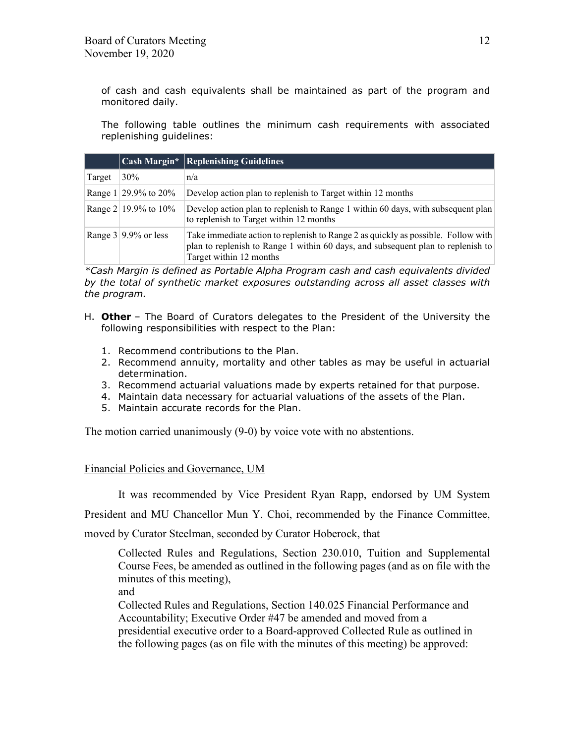of cash and cash equivalents shall be maintained as part of the program and monitored daily.

The following table outlines the minimum cash requirements with associated replenishing guidelines:

| | Cash Margin* | Replenishing Guidelines |
|---|---|---|
| Target | 30% | n/a |
| Range 1 | 29.9% to 20% | Develop action plan to replenish to Target within 12 months |
| Range 2 | 19.9% to 10% | Develop action plan to replenish to Range 1 within 60 days, with subsequent plan to replenish to Target within 12 months |
| Range 3 | 9.9% or less | Take immediate action to replenish to Range 2 as quickly as possible. Follow with plan to replenish to Range 1 within 60 days, and subsequent plan to replenish to Target within 12 months |

*\*Cash Margin is defined as Portable Alpha Program cash and cash equivalents divided by the total of synthetic market exposures outstanding across all asset classes with the program.*

H. **Other** – The Board of Curators delegates to the President of the University the following responsibilities with respect to the Plan:

1. Recommend contributions to the Plan.
2. Recommend annuity, mortality and other tables as may be useful in actuarial determination.
3. Recommend actuarial valuations made by experts retained for that purpose.
4. Maintain data necessary for actuarial valuations of the assets of the Plan.
5. Maintain accurate records for the Plan.

The motion carried unanimously (9-0) by voice vote with no abstentions.

Financial Policies and Governance, UM

It was recommended by Vice President Ryan Rapp, endorsed by UM System President and MU Chancellor Mun Y. Choi, recommended by the Finance Committee, moved by Curator Steelman, seconded by Curator Hoberock, that

> Collected Rules and Regulations, Section 230.010, Tuition and Supplemental Course Fees, be amended as outlined in the following pages (and as on file with the minutes of this meeting),
>
> and
>
> Collected Rules and Regulations, Section 140.025 Financial Performance and Accountability; Executive Order #47 be amended and moved from a presidential executive order to a Board-approved Collected Rule as outlined in the following pages (as on file with the minutes of this meeting) be approved: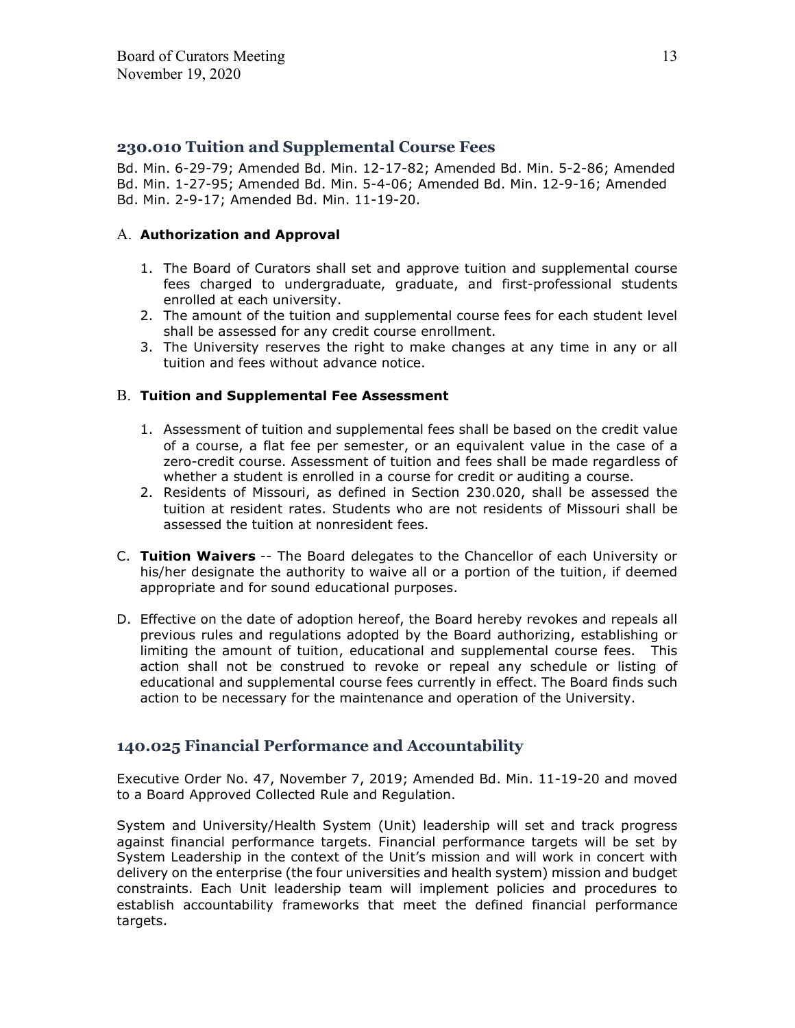## 230.010 Tuition and Supplemental Course Fees

Bd. Min. 6-29-79; Amended Bd. Min. 12-17-82; Amended Bd. Min. 5-2-86; Amended Bd. Min. 1-27-95; Amended Bd. Min. 5-4-06; Amended Bd. Min. 12-9-16; Amended Bd. Min. 2-9-17; Amended Bd. Min. 11-19-20.

A. **Authorization and Approval**

   1. The Board of Curators shall set and approve tuition and supplemental course fees charged to undergraduate, graduate, and first-professional students enrolled at each university.
   2. The amount of the tuition and supplemental course fees for each student level shall be assessed for any credit course enrollment.
   3. The University reserves the right to make changes at any time in any or all tuition and fees without advance notice.

B. **Tuition and Supplemental Fee Assessment**

   1. Assessment of tuition and supplemental fees shall be based on the credit value of a course, a flat fee per semester, or an equivalent value in the case of a zero-credit course. Assessment of tuition and fees shall be made regardless of whether a student is enrolled in a course for credit or auditing a course.
   2. Residents of Missouri, as defined in Section 230.020, shall be assessed the tuition at resident rates. Students who are not residents of Missouri shall be assessed the tuition at nonresident fees.

C. **Tuition Waivers** -- The Board delegates to the Chancellor of each University or his/her designate the authority to waive all or a portion of the tuition, if deemed appropriate and for sound educational purposes.

D. Effective on the date of adoption hereof, the Board hereby revokes and repeals all previous rules and regulations adopted by the Board authorizing, establishing or limiting the amount of tuition, educational and supplemental course fees. This action shall not be construed to revoke or repeal any schedule or listing of educational and supplemental course fees currently in effect. The Board finds such action to be necessary for the maintenance and operation of the University.

## 140.025 Financial Performance and Accountability

Executive Order No. 47, November 7, 2019; Amended Bd. Min. 11-19-20 and moved to a Board Approved Collected Rule and Regulation.

System and University/Health System (Unit) leadership will set and track progress against financial performance targets. Financial performance targets will be set by System Leadership in the context of the Unit's mission and will work in concert with delivery on the enterprise (the four universities and health system) mission and budget constraints. Each Unit leadership team will implement policies and procedures to establish accountability frameworks that meet the defined financial performance targets.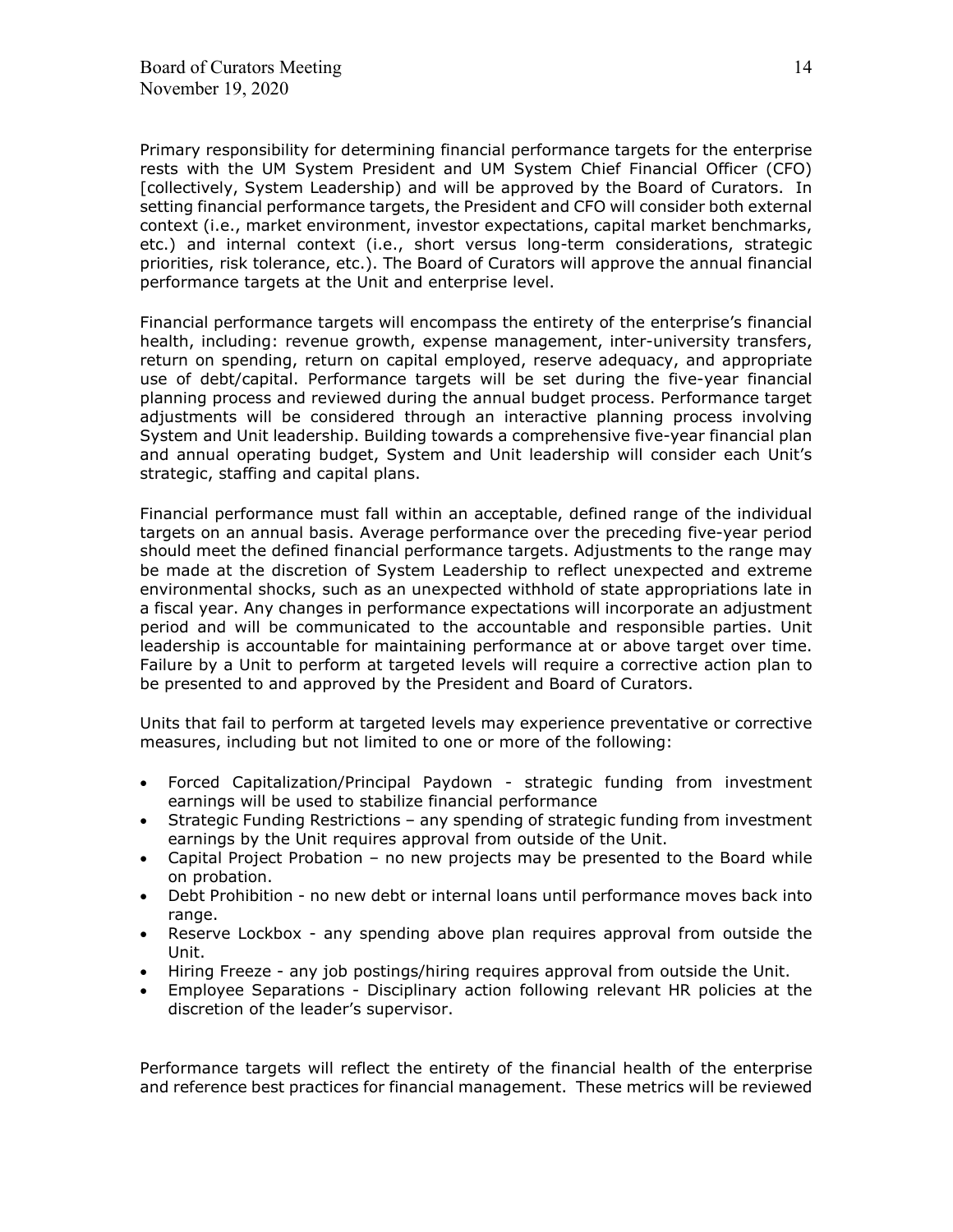Primary responsibility for determining financial performance targets for the enterprise rests with the UM System President and UM System Chief Financial Officer (CFO) [collectively, System Leadership) and will be approved by the Board of Curators. In setting financial performance targets, the President and CFO will consider both external context (i.e., market environment, investor expectations, capital market benchmarks, etc.) and internal context (i.e., short versus long-term considerations, strategic priorities, risk tolerance, etc.). The Board of Curators will approve the annual financial performance targets at the Unit and enterprise level.

Financial performance targets will encompass the entirety of the enterprise's financial health, including: revenue growth, expense management, inter-university transfers, return on spending, return on capital employed, reserve adequacy, and appropriate use of debt/capital. Performance targets will be set during the five-year financial planning process and reviewed during the annual budget process. Performance target adjustments will be considered through an interactive planning process involving System and Unit leadership. Building towards a comprehensive five-year financial plan and annual operating budget, System and Unit leadership will consider each Unit's strategic, staffing and capital plans.

Financial performance must fall within an acceptable, defined range of the individual targets on an annual basis. Average performance over the preceding five-year period should meet the defined financial performance targets. Adjustments to the range may be made at the discretion of System Leadership to reflect unexpected and extreme environmental shocks, such as an unexpected withhold of state appropriations late in a fiscal year. Any changes in performance expectations will incorporate an adjustment period and will be communicated to the accountable and responsible parties. Unit leadership is accountable for maintaining performance at or above target over time. Failure by a Unit to perform at targeted levels will require a corrective action plan to be presented to and approved by the President and Board of Curators.

Units that fail to perform at targeted levels may experience preventative or corrective measures, including but not limited to one or more of the following:

- Forced Capitalization/Principal Paydown - strategic funding from investment earnings will be used to stabilize financial performance
- Strategic Funding Restrictions – any spending of strategic funding from investment earnings by the Unit requires approval from outside of the Unit.
- Capital Project Probation – no new projects may be presented to the Board while on probation.
- Debt Prohibition - no new debt or internal loans until performance moves back into range.
- Reserve Lockbox - any spending above plan requires approval from outside the Unit.
- Hiring Freeze - any job postings/hiring requires approval from outside the Unit.
- Employee Separations - Disciplinary action following relevant HR policies at the discretion of the leader's supervisor.

Performance targets will reflect the entirety of the financial health of the enterprise and reference best practices for financial management. These metrics will be reviewed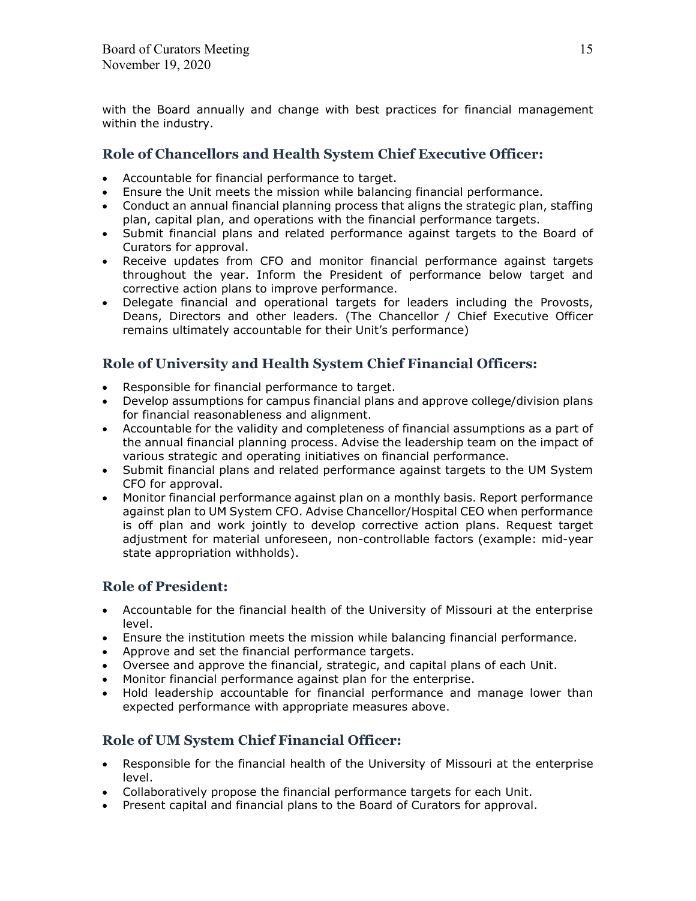with the Board annually and change with best practices for financial management within the industry.

### Role of Chancellors and Health System Chief Executive Officer:

- Accountable for financial performance to target.
- Ensure the Unit meets the mission while balancing financial performance.
- Conduct an annual financial planning process that aligns the strategic plan, staffing plan, capital plan, and operations with the financial performance targets.
- Submit financial plans and related performance against targets to the Board of Curators for approval.
- Receive updates from CFO and monitor financial performance against targets throughout the year. Inform the President of performance below target and corrective action plans to improve performance.
- Delegate financial and operational targets for leaders including the Provosts, Deans, Directors and other leaders. (The Chancellor / Chief Executive Officer remains ultimately accountable for their Unit's performance)

### Role of University and Health System Chief Financial Officers:

- Responsible for financial performance to target.
- Develop assumptions for campus financial plans and approve college/division plans for financial reasonableness and alignment.
- Accountable for the validity and completeness of financial assumptions as a part of the annual financial planning process. Advise the leadership team on the impact of various strategic and operating initiatives on financial performance.
- Submit financial plans and related performance against targets to the UM System CFO for approval.
- Monitor financial performance against plan on a monthly basis. Report performance against plan to UM System CFO. Advise Chancellor/Hospital CEO when performance is off plan and work jointly to develop corrective action plans. Request target adjustment for material unforeseen, non-controllable factors (example: mid-year state appropriation withholds).

### Role of President:

- Accountable for the financial health of the University of Missouri at the enterprise level.
- Ensure the institution meets the mission while balancing financial performance.
- Approve and set the financial performance targets.
- Oversee and approve the financial, strategic, and capital plans of each Unit.
- Monitor financial performance against plan for the enterprise.
- Hold leadership accountable for financial performance and manage lower than expected performance with appropriate measures above.

### Role of UM System Chief Financial Officer:

- Responsible for the financial health of the University of Missouri at the enterprise level.
- Collaboratively propose the financial performance targets for each Unit.
- Present capital and financial plans to the Board of Curators for approval.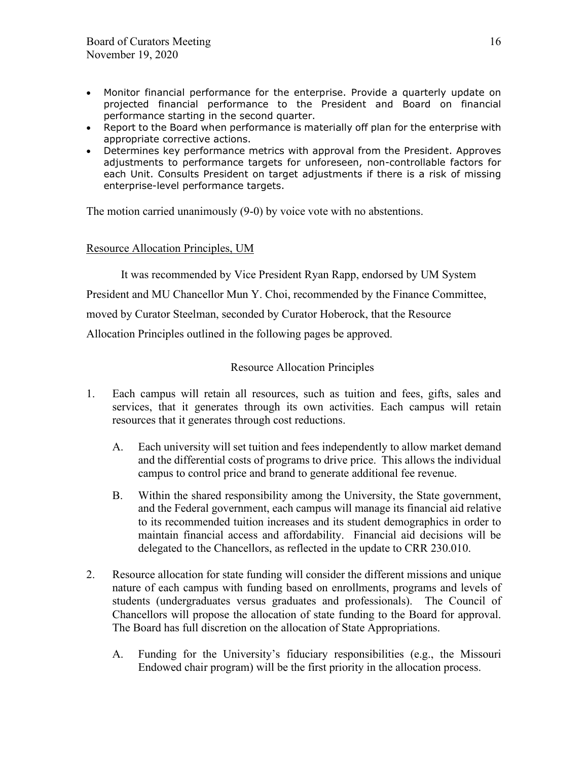- Monitor financial performance for the enterprise. Provide a quarterly update on projected financial performance to the President and Board on financial performance starting in the second quarter.
- Report to the Board when performance is materially off plan for the enterprise with appropriate corrective actions.
- Determines key performance metrics with approval from the President. Approves adjustments to performance targets for unforeseen, non-controllable factors for each Unit. Consults President on target adjustments if there is a risk of missing enterprise-level performance targets.

The motion carried unanimously (9-0) by voice vote with no abstentions.

Resource Allocation Principles, UM

It was recommended by Vice President Ryan Rapp, endorsed by UM System President and MU Chancellor Mun Y. Choi, recommended by the Finance Committee, moved by Curator Steelman, seconded by Curator Hoberock, that the Resource Allocation Principles outlined in the following pages be approved.

Resource Allocation Principles

1. Each campus will retain all resources, such as tuition and fees, gifts, sales and services, that it generates through its own activities. Each campus will retain resources that it generates through cost reductions.

   A. Each university will set tuition and fees independently to allow market demand and the differential costs of programs to drive price. This allows the individual campus to control price and brand to generate additional fee revenue.

   B. Within the shared responsibility among the University, the State government, and the Federal government, each campus will manage its financial aid relative to its recommended tuition increases and its student demographics in order to maintain financial access and affordability. Financial aid decisions will be delegated to the Chancellors, as reflected in the update to CRR 230.010.

2. Resource allocation for state funding will consider the different missions and unique nature of each campus with funding based on enrollments, programs and levels of students (undergraduates versus graduates and professionals). The Council of Chancellors will propose the allocation of state funding to the Board for approval. The Board has full discretion on the allocation of State Appropriations.

   A. Funding for the University's fiduciary responsibilities (e.g., the Missouri Endowed chair program) will be the first priority in the allocation process.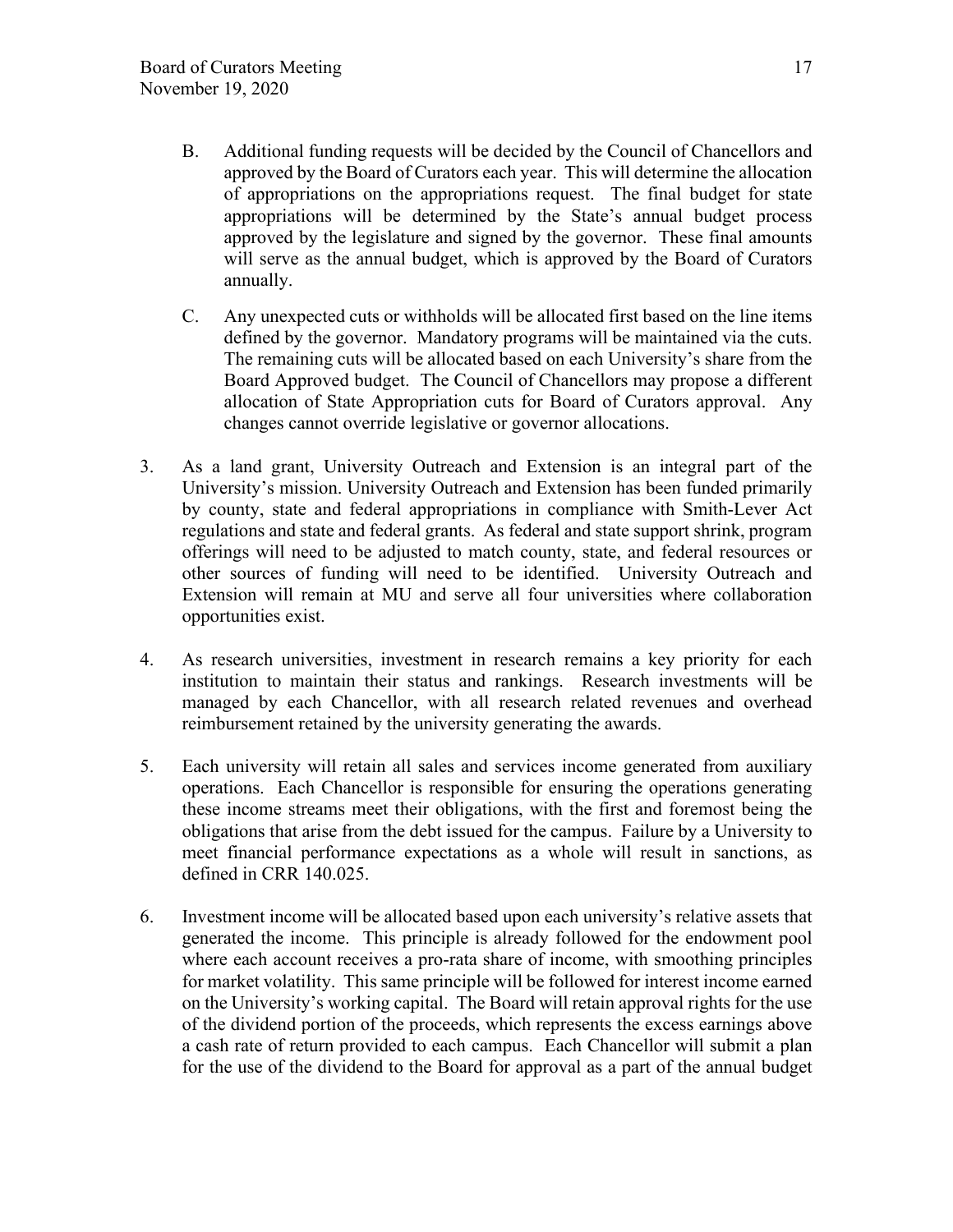B. Additional funding requests will be decided by the Council of Chancellors and approved by the Board of Curators each year. This will determine the allocation of appropriations on the appropriations request. The final budget for state appropriations will be determined by the State's annual budget process approved by the legislature and signed by the governor. These final amounts will serve as the annual budget, which is approved by the Board of Curators annually.

C. Any unexpected cuts or withholds will be allocated first based on the line items defined by the governor. Mandatory programs will be maintained via the cuts. The remaining cuts will be allocated based on each University's share from the Board Approved budget. The Council of Chancellors may propose a different allocation of State Appropriation cuts for Board of Curators approval. Any changes cannot override legislative or governor allocations.

3. As a land grant, University Outreach and Extension is an integral part of the University's mission. University Outreach and Extension has been funded primarily by county, state and federal appropriations in compliance with Smith-Lever Act regulations and state and federal grants. As federal and state support shrink, program offerings will need to be adjusted to match county, state, and federal resources or other sources of funding will need to be identified. University Outreach and Extension will remain at MU and serve all four universities where collaboration opportunities exist.

4. As research universities, investment in research remains a key priority for each institution to maintain their status and rankings. Research investments will be managed by each Chancellor, with all research related revenues and overhead reimbursement retained by the university generating the awards.

5. Each university will retain all sales and services income generated from auxiliary operations. Each Chancellor is responsible for ensuring the operations generating these income streams meet their obligations, with the first and foremost being the obligations that arise from the debt issued for the campus. Failure by a University to meet financial performance expectations as a whole will result in sanctions, as defined in CRR 140.025.

6. Investment income will be allocated based upon each university's relative assets that generated the income. This principle is already followed for the endowment pool where each account receives a pro-rata share of income, with smoothing principles for market volatility. This same principle will be followed for interest income earned on the University's working capital. The Board will retain approval rights for the use of the dividend portion of the proceeds, which represents the excess earnings above a cash rate of return provided to each campus. Each Chancellor will submit a plan for the use of the dividend to the Board for approval as a part of the annual budget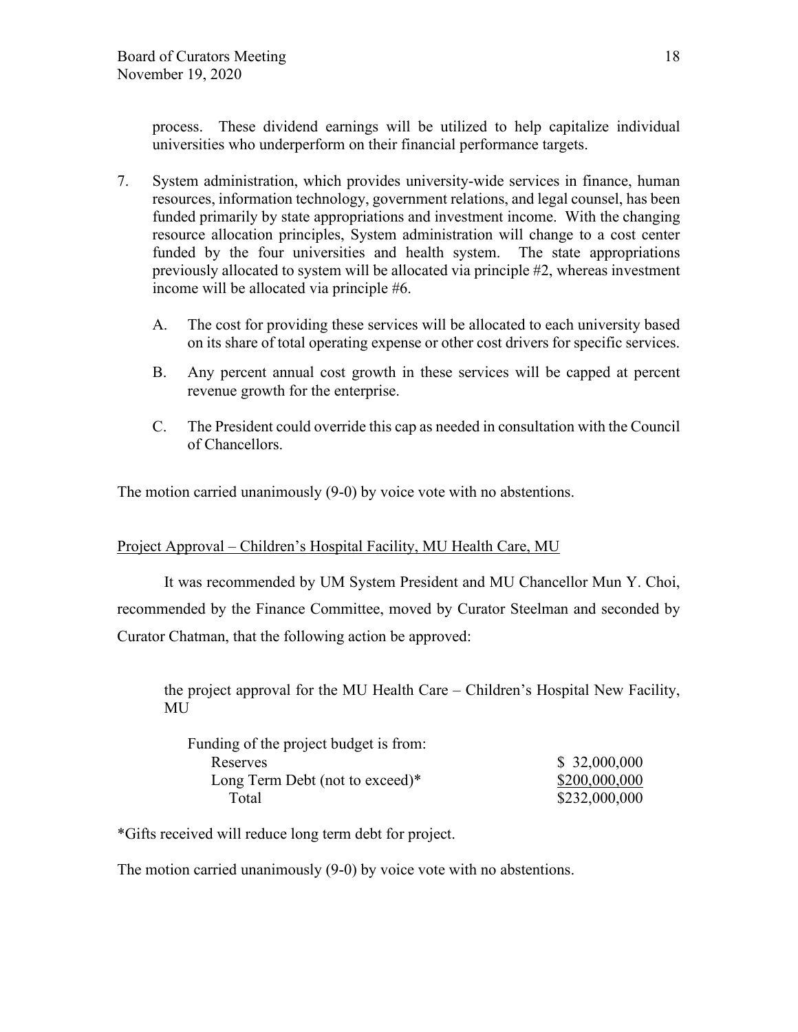process. These dividend earnings will be utilized to help capitalize individual universities who underperform on their financial performance targets.

7. System administration, which provides university-wide services in finance, human resources, information technology, government relations, and legal counsel, has been funded primarily by state appropriations and investment income. With the changing resource allocation principles, System administration will change to a cost center funded by the four universities and health system. The state appropriations previously allocated to system will be allocated via principle #2, whereas investment income will be allocated via principle #6.

   A. The cost for providing these services will be allocated to each university based on its share of total operating expense or other cost drivers for specific services.

   B. Any percent annual cost growth in these services will be capped at percent revenue growth for the enterprise.

   C. The President could override this cap as needed in consultation with the Council of Chancellors.

The motion carried unanimously (9-0) by voice vote with no abstentions.

## Project Approval – Children's Hospital Facility, MU Health Care, MU

It was recommended by UM System President and MU Chancellor Mun Y. Choi, recommended by the Finance Committee, moved by Curator Steelman and seconded by Curator Chatman, that the following action be approved:

> the project approval for the MU Health Care – Children's Hospital New Facility, MU

| Funding of the project budget is from: | |
|---|---|
| Reserves | $ 32,000,000 |
| Long Term Debt (not to exceed)* | $200,000,000 |
| Total | $232,000,000 |

*Gifts received will reduce long term debt for project.

The motion carried unanimously (9-0) by voice vote with no abstentions.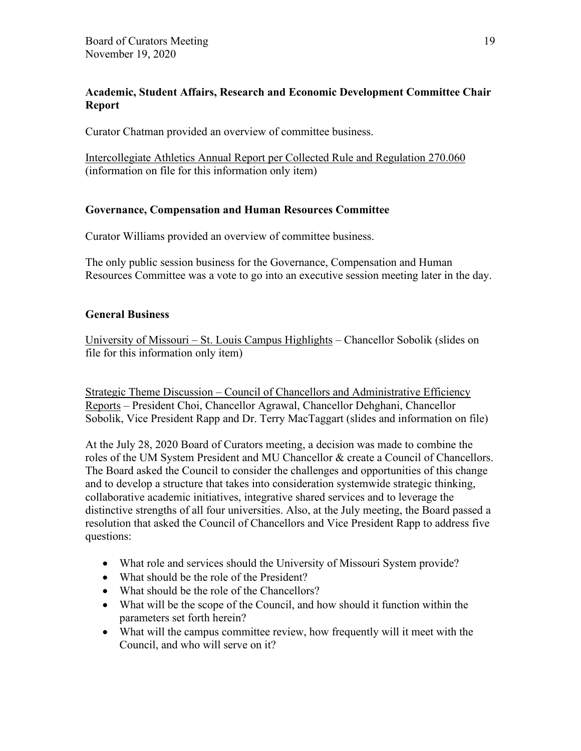**Academic, Student Affairs, Research and Economic Development Committee Chair Report**

Curator Chatman provided an overview of committee business.

Intercollegiate Athletics Annual Report per Collected Rule and Regulation 270.060 (information on file for this information only item)

**Governance, Compensation and Human Resources Committee**

Curator Williams provided an overview of committee business.

The only public session business for the Governance, Compensation and Human Resources Committee was a vote to go into an executive session meeting later in the day.

**General Business**

University of Missouri – St. Louis Campus Highlights – Chancellor Sobolik (slides on file for this information only item)

Strategic Theme Discussion – Council of Chancellors and Administrative Efficiency Reports – President Choi, Chancellor Agrawal, Chancellor Dehghani, Chancellor Sobolik, Vice President Rapp and Dr. Terry MacTaggart (slides and information on file)

At the July 28, 2020 Board of Curators meeting, a decision was made to combine the roles of the UM System President and MU Chancellor & create a Council of Chancellors. The Board asked the Council to consider the challenges and opportunities of this change and to develop a structure that takes into consideration systemwide strategic thinking, collaborative academic initiatives, integrative shared services and to leverage the distinctive strengths of all four universities. Also, at the July meeting, the Board passed a resolution that asked the Council of Chancellors and Vice President Rapp to address five questions:

- What role and services should the University of Missouri System provide?
- What should be the role of the President?
- What should be the role of the Chancellors?
- What will be the scope of the Council, and how should it function within the parameters set forth herein?
- What will the campus committee review, how frequently will it meet with the Council, and who will serve on it?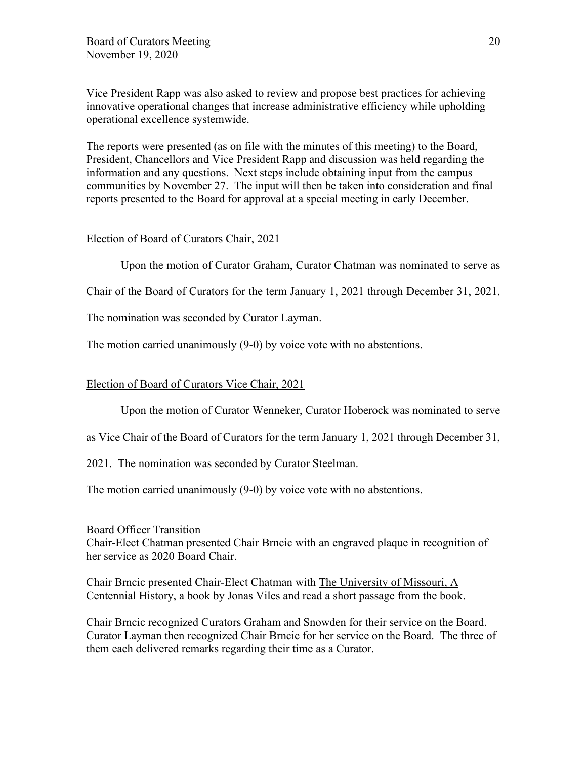Vice President Rapp was also asked to review and propose best practices for achieving innovative operational changes that increase administrative efficiency while upholding operational excellence systemwide.

The reports were presented (as on file with the minutes of this meeting) to the Board, President, Chancellors and Vice President Rapp and discussion was held regarding the information and any questions. Next steps include obtaining input from the campus communities by November 27. The input will then be taken into consideration and final reports presented to the Board for approval at a special meeting in early December.

## Election of Board of Curators Chair, 2021

Upon the motion of Curator Graham, Curator Chatman was nominated to serve as Chair of the Board of Curators for the term January 1, 2021 through December 31, 2021. The nomination was seconded by Curator Layman.

The motion carried unanimously (9-0) by voice vote with no abstentions.

## Election of Board of Curators Vice Chair, 2021

Upon the motion of Curator Wenneker, Curator Hoberock was nominated to serve as Vice Chair of the Board of Curators for the term January 1, 2021 through December 31, 2021. The nomination was seconded by Curator Steelman.

The motion carried unanimously (9-0) by voice vote with no abstentions.

## Board Officer Transition

Chair-Elect Chatman presented Chair Brncic with an engraved plaque in recognition of her service as 2020 Board Chair.

Chair Brncic presented Chair-Elect Chatman with The University of Missouri, A Centennial History, a book by Jonas Viles and read a short passage from the book.

Chair Brncic recognized Curators Graham and Snowden for their service on the Board. Curator Layman then recognized Chair Brncic for her service on the Board. The three of them each delivered remarks regarding their time as a Curator.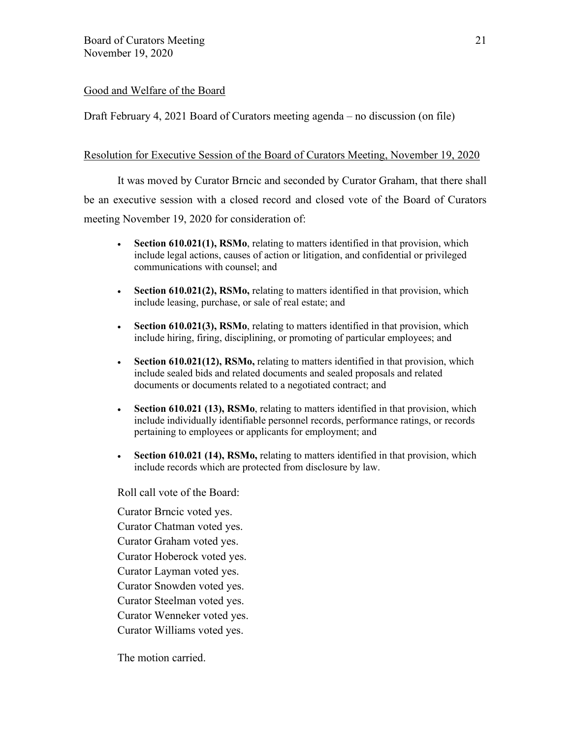Good and Welfare of the Board

Draft February 4, 2021 Board of Curators meeting agenda – no discussion (on file)

Resolution for Executive Session of the Board of Curators Meeting, November 19, 2020

It was moved by Curator Brncic and seconded by Curator Graham, that there shall be an executive session with a closed record and closed vote of the Board of Curators meeting November 19, 2020 for consideration of:

- **Section 610.021(1), RSMo**, relating to matters identified in that provision, which include legal actions, causes of action or litigation, and confidential or privileged communications with counsel; and
- **Section 610.021(2), RSMo,** relating to matters identified in that provision, which include leasing, purchase, or sale of real estate; and
- **Section 610.021(3), RSMo**, relating to matters identified in that provision, which include hiring, firing, disciplining, or promoting of particular employees; and
- **Section 610.021(12), RSMo,** relating to matters identified in that provision, which include sealed bids and related documents and sealed proposals and related documents or documents related to a negotiated contract; and
- **Section 610.021 (13), RSMo**, relating to matters identified in that provision, which include individually identifiable personnel records, performance ratings, or records pertaining to employees or applicants for employment; and
- **Section 610.021 (14), RSMo,** relating to matters identified in that provision, which include records which are protected from disclosure by law.

Roll call vote of the Board:

Curator Brncic voted yes.
Curator Chatman voted yes.
Curator Graham voted yes.
Curator Hoberock voted yes.
Curator Layman voted yes.
Curator Snowden voted yes.
Curator Steelman voted yes.
Curator Wenneker voted yes.
Curator Williams voted yes.

The motion carried.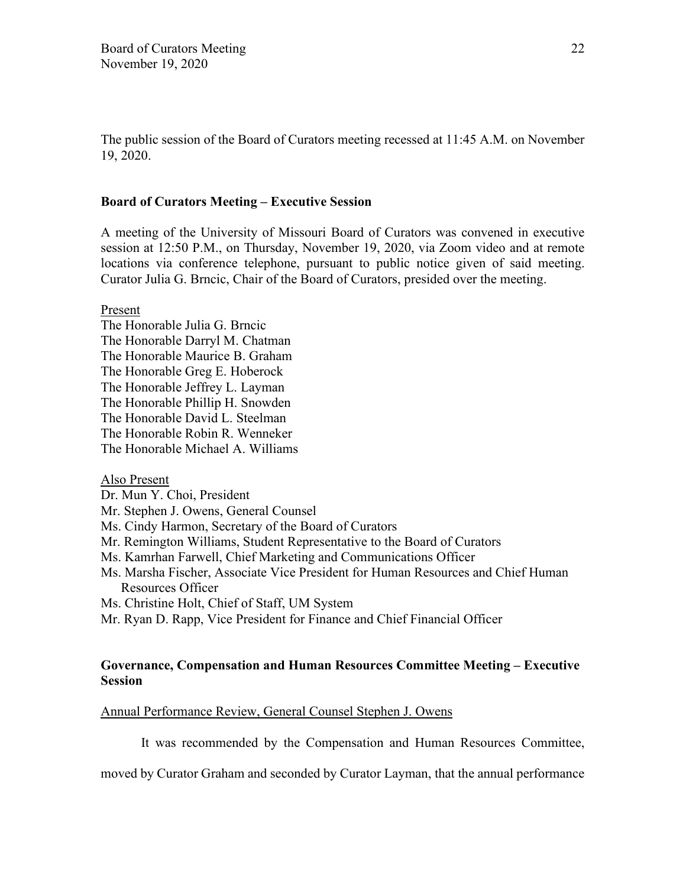The public session of the Board of Curators meeting recessed at 11:45 A.M. on November 19, 2020.

**Board of Curators Meeting – Executive Session**

A meeting of the University of Missouri Board of Curators was convened in executive session at 12:50 P.M., on Thursday, November 19, 2020, via Zoom video and at remote locations via conference telephone, pursuant to public notice given of said meeting. Curator Julia G. Brncic, Chair of the Board of Curators, presided over the meeting.

Present

The Honorable Julia G. Brncic
The Honorable Darryl M. Chatman
The Honorable Maurice B. Graham
The Honorable Greg E. Hoberock
The Honorable Jeffrey L. Layman
The Honorable Phillip H. Snowden
The Honorable David L. Steelman
The Honorable Robin R. Wenneker
The Honorable Michael A. Williams

Also Present

Dr. Mun Y. Choi, President
Mr. Stephen J. Owens, General Counsel
Ms. Cindy Harmon, Secretary of the Board of Curators
Mr. Remington Williams, Student Representative to the Board of Curators
Ms. Kamrhan Farwell, Chief Marketing and Communications Officer
Ms. Marsha Fischer, Associate Vice President for Human Resources and Chief Human Resources Officer
Ms. Christine Holt, Chief of Staff, UM System
Mr. Ryan D. Rapp, Vice President for Finance and Chief Financial Officer

**Governance, Compensation and Human Resources Committee Meeting – Executive Session**

Annual Performance Review, General Counsel Stephen J. Owens

It was recommended by the Compensation and Human Resources Committee, moved by Curator Graham and seconded by Curator Layman, that the annual performance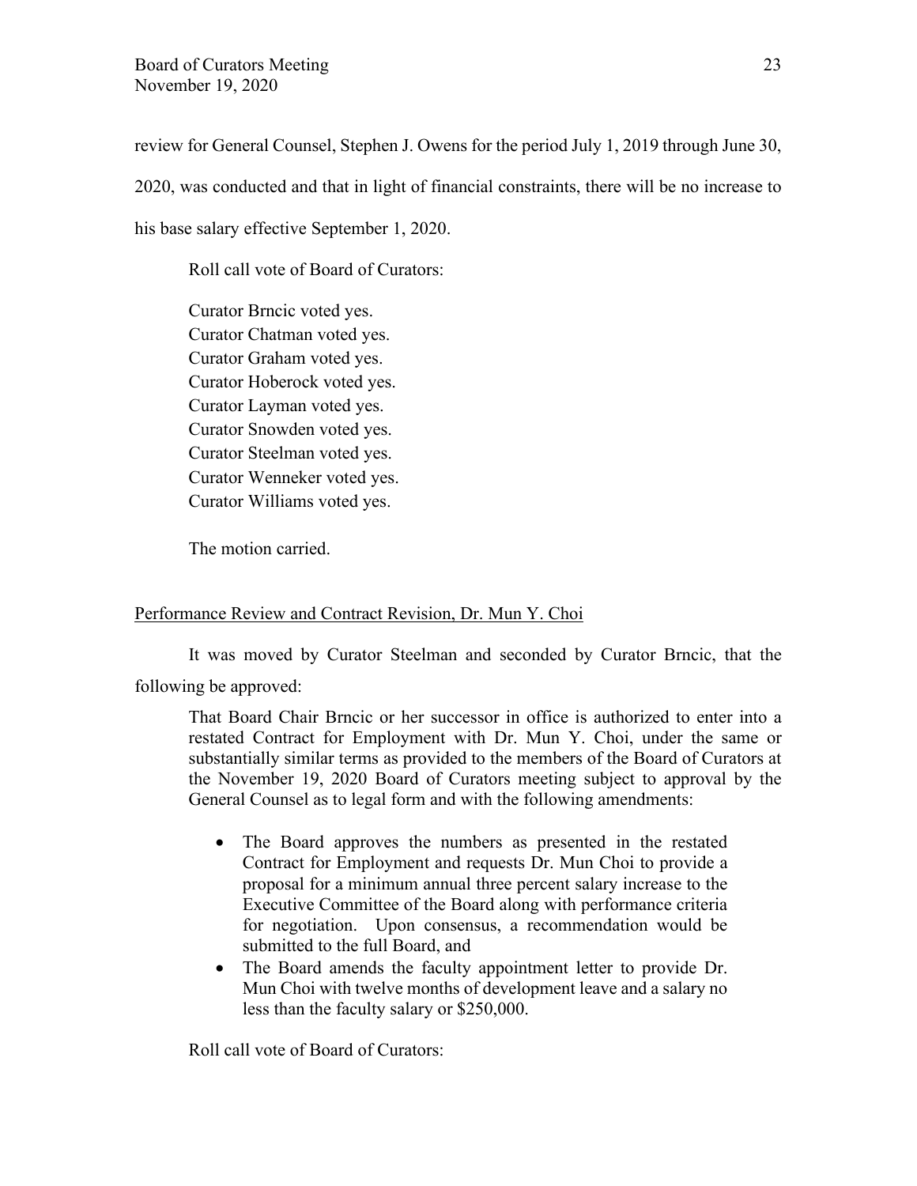review for General Counsel, Stephen J. Owens for the period July 1, 2019 through June 30, 2020, was conducted and that in light of financial constraints, there will be no increase to his base salary effective September 1, 2020.

Roll call vote of Board of Curators:

Curator Brncic voted yes.
Curator Chatman voted yes.
Curator Graham voted yes.
Curator Hoberock voted yes.
Curator Layman voted yes.
Curator Snowden voted yes.
Curator Steelman voted yes.
Curator Wenneker voted yes.
Curator Williams voted yes.

The motion carried.

Performance Review and Contract Revision, Dr. Mun Y. Choi

It was moved by Curator Steelman and seconded by Curator Brncic, that the following be approved:

> That Board Chair Brncic or her successor in office is authorized to enter into a restated Contract for Employment with Dr. Mun Y. Choi, under the same or substantially similar terms as provided to the members of the Board of Curators at the November 19, 2020 Board of Curators meeting subject to approval by the General Counsel as to legal form and with the following amendments:
>
> - The Board approves the numbers as presented in the restated Contract for Employment and requests Dr. Mun Choi to provide a proposal for a minimum annual three percent salary increase to the Executive Committee of the Board along with performance criteria for negotiation. Upon consensus, a recommendation would be submitted to the full Board, and
> - The Board amends the faculty appointment letter to provide Dr. Mun Choi with twelve months of development leave and a salary no less than the faculty salary or $250,000.

Roll call vote of Board of Curators: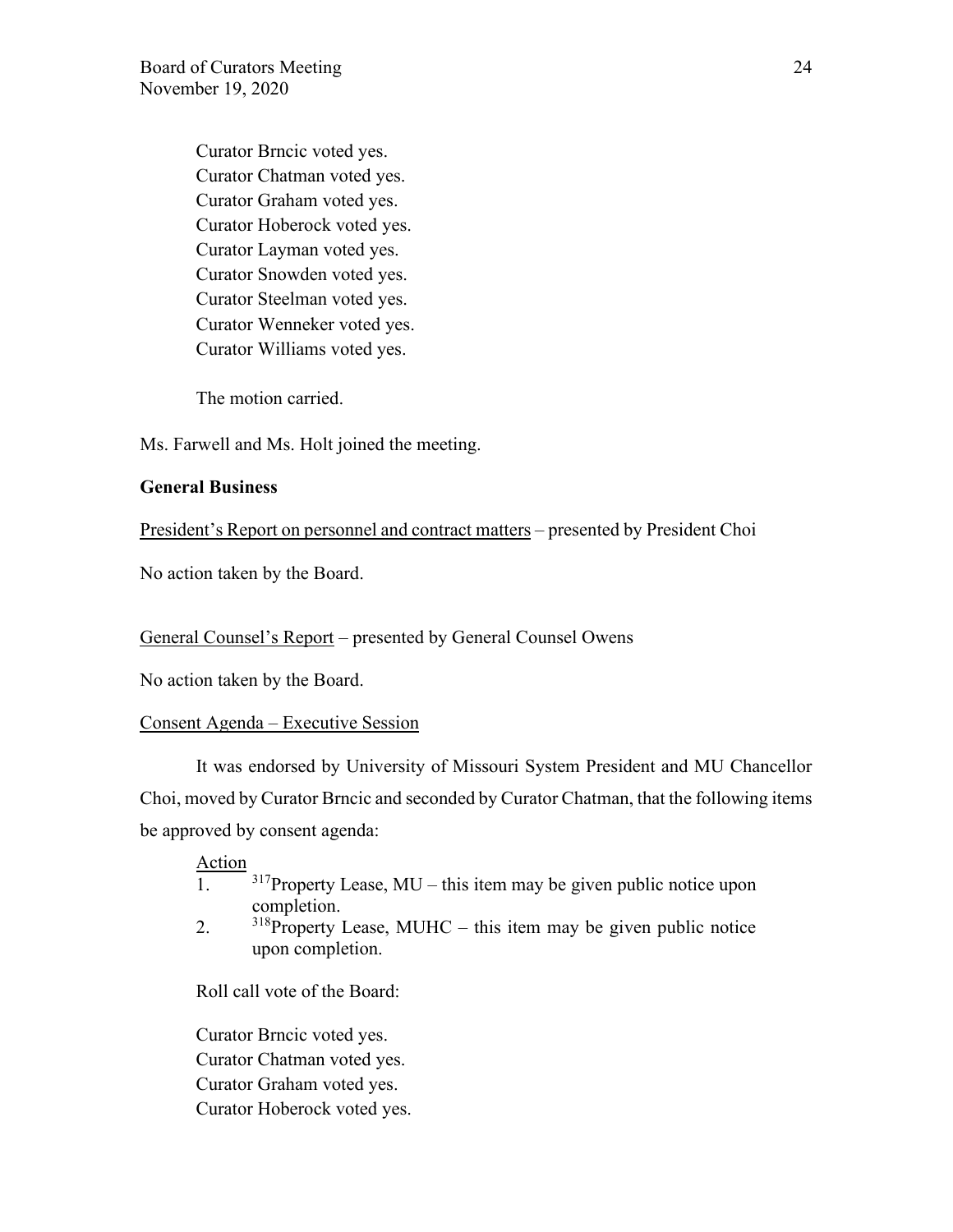Curator Brncic voted yes.
Curator Chatman voted yes.
Curator Graham voted yes.
Curator Hoberock voted yes.
Curator Layman voted yes.
Curator Snowden voted yes.
Curator Steelman voted yes.
Curator Wenneker voted yes.
Curator Williams voted yes.

The motion carried.

Ms. Farwell and Ms. Holt joined the meeting.

**General Business**

President's Report on personnel and contract matters – presented by President Choi

No action taken by the Board.

General Counsel's Report – presented by General Counsel Owens

No action taken by the Board.

Consent Agenda – Executive Session

It was endorsed by University of Missouri System President and MU Chancellor Choi, moved by Curator Brncic and seconded by Curator Chatman, that the following items be approved by consent agenda:

Action

1. [317]Property Lease, MU – this item may be given public notice upon completion.
2. [318]Property Lease, MUHC – this item may be given public notice upon completion.

Roll call vote of the Board:

Curator Brncic voted yes.
Curator Chatman voted yes.
Curator Graham voted yes.
Curator Hoberock voted yes.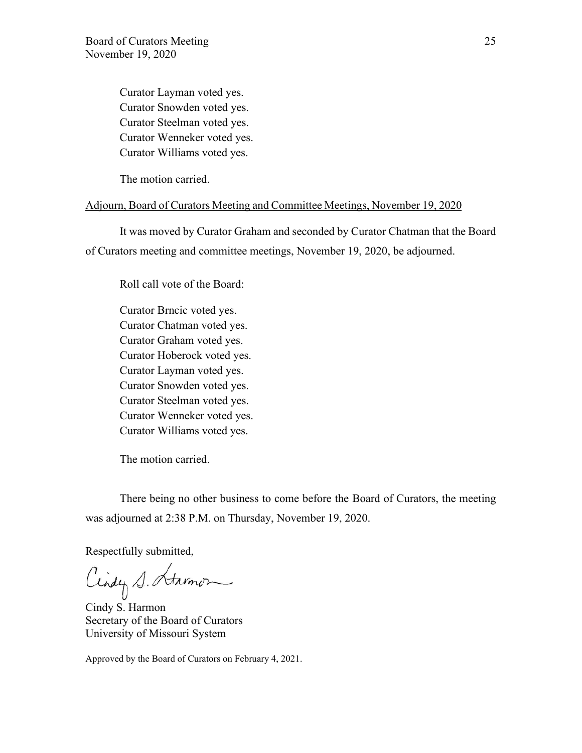Curator Layman voted yes.
Curator Snowden voted yes.
Curator Steelman voted yes.
Curator Wenneker voted yes.
Curator Williams voted yes.

The motion carried.

Adjourn, Board of Curators Meeting and Committee Meetings, November 19, 2020

It was moved by Curator Graham and seconded by Curator Chatman that the Board of Curators meeting and committee meetings, November 19, 2020, be adjourned.

Roll call vote of the Board:

Curator Brncic voted yes.
Curator Chatman voted yes.
Curator Graham voted yes.
Curator Hoberock voted yes.
Curator Layman voted yes.
Curator Snowden voted yes.
Curator Steelman voted yes.
Curator Wenneker voted yes.
Curator Williams voted yes.

The motion carried.

There being no other business to come before the Board of Curators, the meeting was adjourned at 2:38 P.M. on Thursday, November 19, 2020.

Respectfully submitted,

Cindy S. Harmon
Secretary of the Board of Curators
University of Missouri System

Approved by the Board of Curators on February 4, 2021.